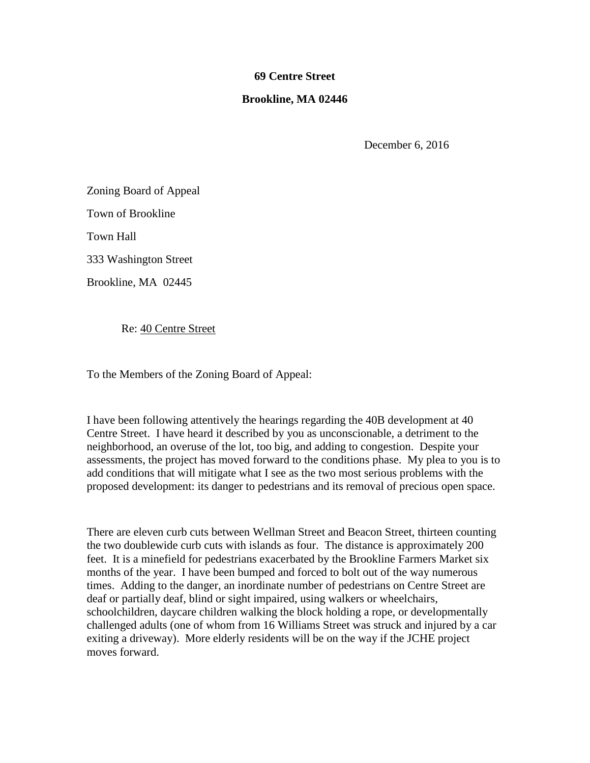**69 Centre Street**

**Brookline, MA 02446**

December 6, 2016

Zoning Board of Appeal

Town of Brookline

Town Hall

333 Washington Street

Brookline, MA 02445

Re: <u>40 Centre Street</u>

To the Members of the Zoning Board of Appeal:

I have been following attentively the hearings regarding the 40B development at 40 Centre Street. I have heard it described by you as unconscionable, a detriment to the neighborhood, an overuse of the lot, too big, and adding to congestion. Despite your assessments, the project has moved forward to the conditions phase. My plea to you is to add conditions that will mitigate what I see as the two most serious problems with the proposed development: its danger to pedestrians and its removal of precious open space.

There are eleven curb cuts between Wellman Street and Beacon Street, thirteen counting the two doublewide curb cuts with islands as four. The distance is approximately 200 feet. It is a minefield for pedestrians exacerbated by the Brookline Farmers Market six months of the year. I have been bumped and forced to bolt out of the way numerous times. Adding to the danger, an inordinate number of pedestrians on Centre Street are deaf or partially deaf, blind or sight impaired, using walkers or wheelchairs, schoolchildren, daycare children walking the block holding a rope, or developmentally challenged adults (one of whom from 16 Williams Street was struck and injured by a car exiting a driveway). More elderly residents will be on the way if the JCHE project moves forward.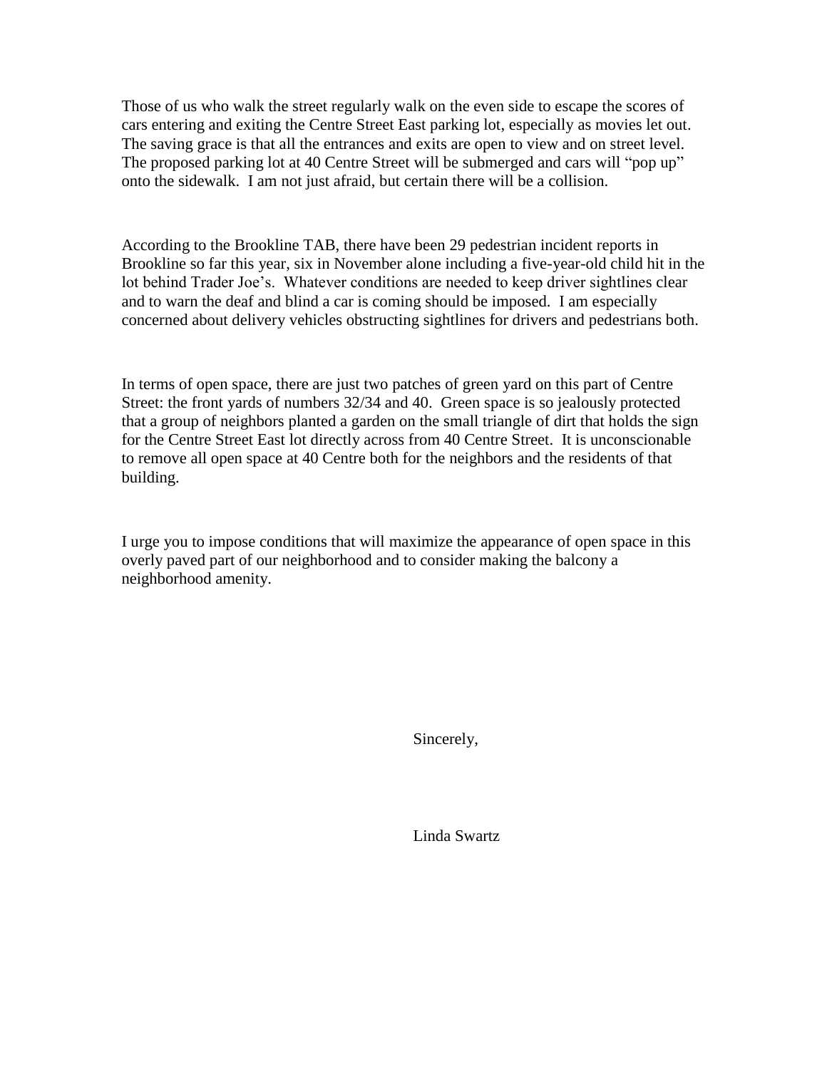Those of us who walk the street regularly walk on the even side to escape the scores of cars entering and exiting the Centre Street East parking lot, especially as movies let out. The saving grace is that all the entrances and exits are open to view and on street level. The proposed parking lot at 40 Centre Street will be submerged and cars will "pop up" onto the sidewalk. I am not just afraid, but certain there will be a collision.

According to the Brookline TAB, there have been 29 pedestrian incident reports in Brookline so far this year, six in November alone including a five-year-old child hit in the lot behind Trader Joe's. Whatever conditions are needed to keep driver sightlines clear and to warn the deaf and blind a car is coming should be imposed. I am especially concerned about delivery vehicles obstructing sightlines for drivers and pedestrians both.

In terms of open space, there are just two patches of green yard on this part of Centre Street: the front yards of numbers 32/34 and 40. Green space is so jealously protected that a group of neighbors planted a garden on the small triangle of dirt that holds the sign for the Centre Street East lot directly across from 40 Centre Street. It is unconscionable to remove all open space at 40 Centre both for the neighbors and the residents of that building.

I urge you to impose conditions that will maximize the appearance of open space in this overly paved part of our neighborhood and to consider making the balcony a neighborhood amenity.

Sincerely,

Linda Swartz